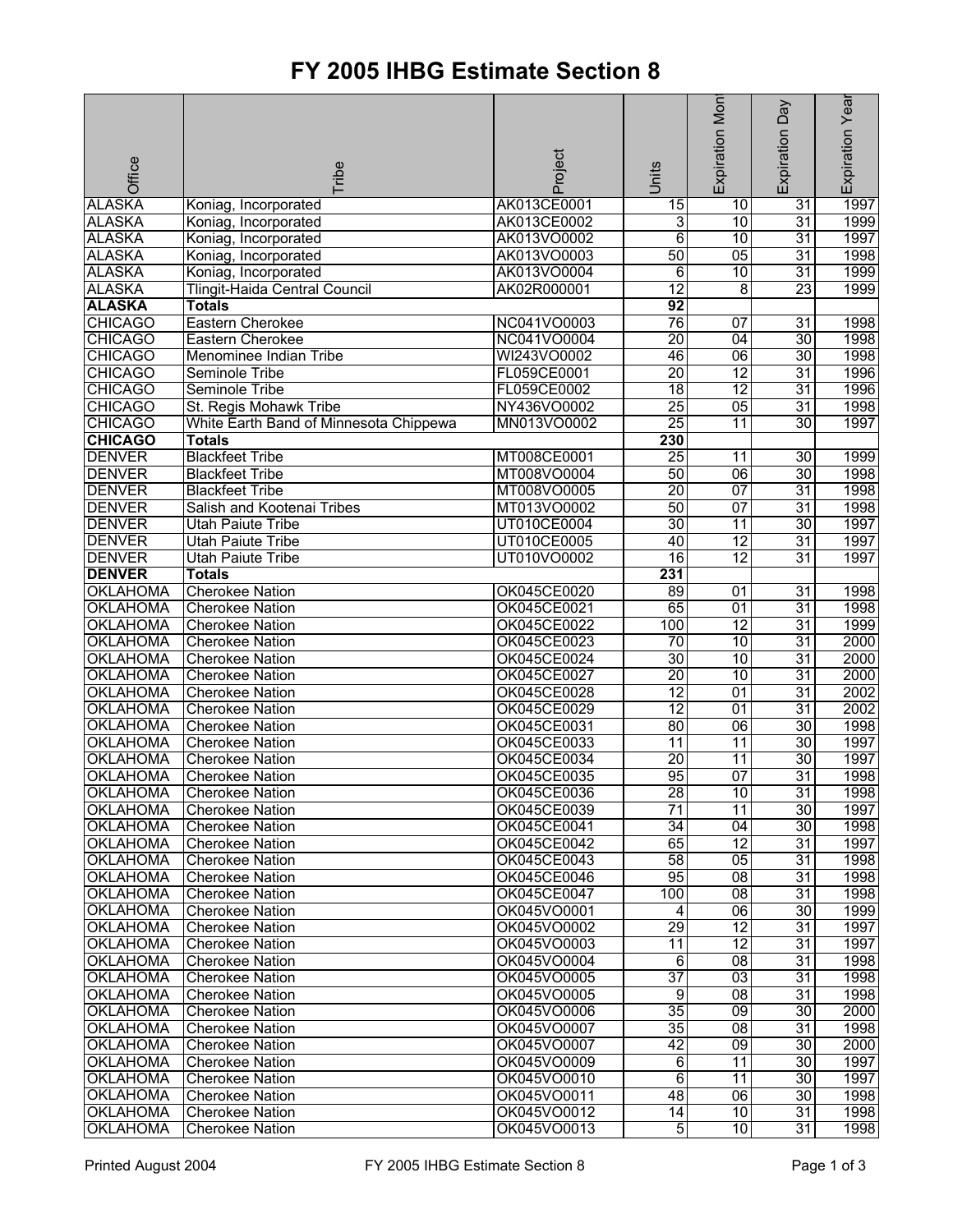# FY 2005 IHBG Estimate Section 8

| Office | Tribe | Project | Units | Expiration Month | Expiration Day | Expiration Year |
|---|---|---|---|---|---|---|
| ALASKA | Koniag, Incorporated | AK013CE0001 | 15 | 10 | 31 | 1997 |
| ALASKA | Koniag, Incorporated | AK013CE0002 | 3 | 10 | 31 | 1999 |
| ALASKA | Koniag, Incorporated | AK013VO0002 | 6 | 10 | 31 | 1997 |
| ALASKA | Koniag, Incorporated | AK013VO0003 | 50 | 05 | 31 | 1998 |
| ALASKA | Koniag, Incorporated | AK013VO0004 | 6 | 10 | 31 | 1999 |
| ALASKA | Tlingit-Haida Central Council | AK02R000001 | 12 | 8 | 23 | 1999 |
| **ALASKA** | **Totals** | | **92** | | | |
| CHICAGO | Eastern Cherokee | NC041VO0003 | 76 | 07 | 31 | 1998 |
| CHICAGO | Eastern Cherokee | NC041VO0004 | 20 | 04 | 30 | 1998 |
| CHICAGO | Menominee Indian Tribe | WI243VO0002 | 46 | 06 | 30 | 1998 |
| CHICAGO | Seminole Tribe | FL059CE0001 | 20 | 12 | 31 | 1996 |
| CHICAGO | Seminole Tribe | FL059CE0002 | 18 | 12 | 31 | 1996 |
| CHICAGO | St. Regis Mohawk Tribe | NY436VO0002 | 25 | 05 | 31 | 1998 |
| CHICAGO | White Earth Band of Minnesota Chippewa | MN013VO0002 | 25 | 11 | 30 | 1997 |
| **CHICAGO** | **Totals** | | **230** | | | |
| DENVER | Blackfeet Tribe | MT008CE0001 | 25 | 11 | 30 | 1999 |
| DENVER | Blackfeet Tribe | MT008VO0004 | 50 | 06 | 30 | 1998 |
| DENVER | Blackfeet Tribe | MT008VO0005 | 20 | 07 | 31 | 1998 |
| DENVER | Salish and Kootenai Tribes | MT013VO0002 | 50 | 07 | 31 | 1998 |
| DENVER | Utah Paiute Tribe | UT010CE0004 | 30 | 11 | 30 | 1997 |
| DENVER | Utah Paiute Tribe | UT010CE0005 | 40 | 12 | 31 | 1997 |
| DENVER | Utah Paiute Tribe | UT010VO0002 | 16 | 12 | 31 | 1997 |
| **DENVER** | **Totals** | | **231** | | | |
| OKLAHOMA | Cherokee Nation | OK045CE0020 | 89 | 01 | 31 | 1998 |
| OKLAHOMA | Cherokee Nation | OK045CE0021 | 65 | 01 | 31 | 1998 |
| OKLAHOMA | Cherokee Nation | OK045CE0022 | 100 | 12 | 31 | 1999 |
| OKLAHOMA | Cherokee Nation | OK045CE0023 | 70 | 10 | 31 | 2000 |
| OKLAHOMA | Cherokee Nation | OK045CE0024 | 30 | 10 | 31 | 2000 |
| OKLAHOMA | Cherokee Nation | OK045CE0027 | 20 | 10 | 31 | 2000 |
| OKLAHOMA | Cherokee Nation | OK045CE0028 | 12 | 01 | 31 | 2002 |
| OKLAHOMA | Cherokee Nation | OK045CE0029 | 12 | 01 | 31 | 2002 |
| OKLAHOMA | Cherokee Nation | OK045CE0031 | 80 | 06 | 30 | 1998 |
| OKLAHOMA | Cherokee Nation | OK045CE0033 | 11 | 11 | 30 | 1997 |
| OKLAHOMA | Cherokee Nation | OK045CE0034 | 20 | 11 | 30 | 1997 |
| OKLAHOMA | Cherokee Nation | OK045CE0035 | 95 | 07 | 31 | 1998 |
| OKLAHOMA | Cherokee Nation | OK045CE0036 | 28 | 10 | 31 | 1998 |
| OKLAHOMA | Cherokee Nation | OK045CE0039 | 71 | 11 | 30 | 1997 |
| OKLAHOMA | Cherokee Nation | OK045CE0041 | 34 | 04 | 30 | 1998 |
| OKLAHOMA | Cherokee Nation | OK045CE0042 | 65 | 12 | 31 | 1997 |
| OKLAHOMA | Cherokee Nation | OK045CE0043 | 58 | 05 | 31 | 1998 |
| OKLAHOMA | Cherokee Nation | OK045CE0046 | 95 | 08 | 31 | 1998 |
| OKLAHOMA | Cherokee Nation | OK045CE0047 | 100 | 08 | 31 | 1998 |
| OKLAHOMA | Cherokee Nation | OK045VO0001 | 4 | 06 | 30 | 1999 |
| OKLAHOMA | Cherokee Nation | OK045VO0002 | 29 | 12 | 31 | 1997 |
| OKLAHOMA | Cherokee Nation | OK045VO0003 | 11 | 12 | 31 | 1997 |
| OKLAHOMA | Cherokee Nation | OK045VO0004 | 6 | 08 | 31 | 1998 |
| OKLAHOMA | Cherokee Nation | OK045VO0005 | 37 | 03 | 31 | 1998 |
| OKLAHOMA | Cherokee Nation | OK045VO0005 | 9 | 08 | 31 | 1998 |
| OKLAHOMA | Cherokee Nation | OK045VO0006 | 35 | 09 | 30 | 2000 |
| OKLAHOMA | Cherokee Nation | OK045VO0007 | 35 | 08 | 31 | 1998 |
| OKLAHOMA | Cherokee Nation | OK045VO0007 | 42 | 09 | 30 | 2000 |
| OKLAHOMA | Cherokee Nation | OK045VO0009 | 6 | 11 | 30 | 1997 |
| OKLAHOMA | Cherokee Nation | OK045VO0010 | 6 | 11 | 30 | 1997 |
| OKLAHOMA | Cherokee Nation | OK045VO0011 | 48 | 06 | 30 | 1998 |
| OKLAHOMA | Cherokee Nation | OK045VO0012 | 14 | 10 | 31 | 1998 |
| OKLAHOMA | Cherokee Nation | OK045VO0013 | 5 | 10 | 31 | 1998 |

Printed August 2004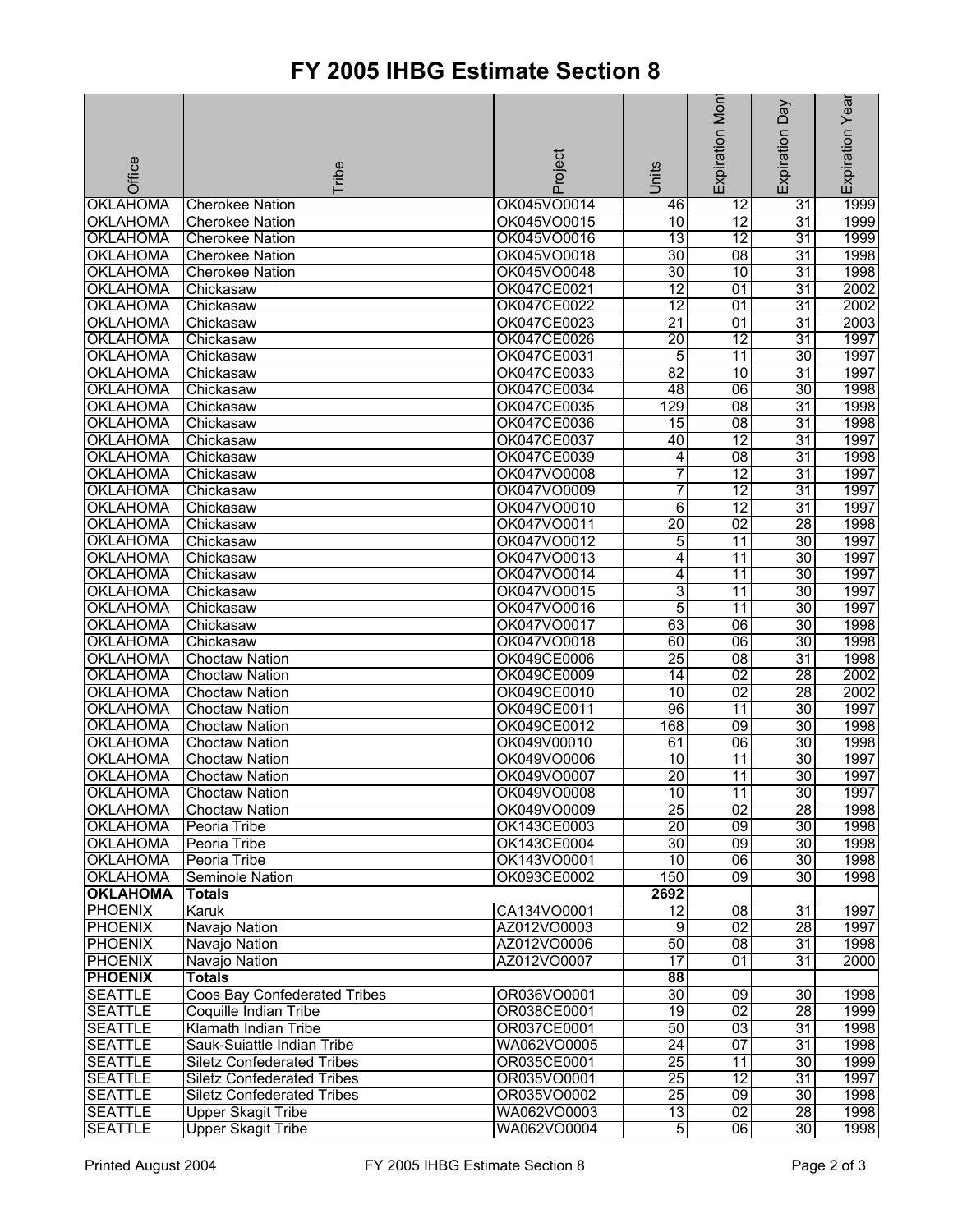# FY 2005 IHBG Estimate Section 8

| Office | Tribe | Project | Units | Expiration Month | Expiration Day | Expiration Year |
|---|---|---|---|---|---|---|
| OKLAHOMA | Cherokee Nation | OK045VO0014 | 46 | 12 | 31 | 1999 |
| OKLAHOMA | Cherokee Nation | OK045VO0015 | 10 | 12 | 31 | 1999 |
| OKLAHOMA | Cherokee Nation | OK045VO0016 | 13 | 12 | 31 | 1999 |
| OKLAHOMA | Cherokee Nation | OK045VO0018 | 30 | 08 | 31 | 1998 |
| OKLAHOMA | Cherokee Nation | OK045VO0048 | 30 | 10 | 31 | 1998 |
| OKLAHOMA | Chickasaw | OK047CE0021 | 12 | 01 | 31 | 2002 |
| OKLAHOMA | Chickasaw | OK047CE0022 | 12 | 01 | 31 | 2002 |
| OKLAHOMA | Chickasaw | OK047CE0023 | 21 | 01 | 31 | 2003 |
| OKLAHOMA | Chickasaw | OK047CE0026 | 20 | 12 | 31 | 1997 |
| OKLAHOMA | Chickasaw | OK047CE0031 | 5 | 11 | 30 | 1997 |
| OKLAHOMA | Chickasaw | OK047CE0033 | 82 | 10 | 31 | 1997 |
| OKLAHOMA | Chickasaw | OK047CE0034 | 48 | 06 | 30 | 1998 |
| OKLAHOMA | Chickasaw | OK047CE0035 | 129 | 08 | 31 | 1998 |
| OKLAHOMA | Chickasaw | OK047CE0036 | 15 | 08 | 31 | 1998 |
| OKLAHOMA | Chickasaw | OK047CE0037 | 40 | 12 | 31 | 1997 |
| OKLAHOMA | Chickasaw | OK047CE0039 | 4 | 08 | 31 | 1998 |
| OKLAHOMA | Chickasaw | OK047VO0008 | 7 | 12 | 31 | 1997 |
| OKLAHOMA | Chickasaw | OK047VO0009 | 7 | 12 | 31 | 1997 |
| OKLAHOMA | Chickasaw | OK047VO0010 | 6 | 12 | 31 | 1997 |
| OKLAHOMA | Chickasaw | OK047VO0011 | 20 | 02 | 28 | 1998 |
| OKLAHOMA | Chickasaw | OK047VO0012 | 5 | 11 | 30 | 1997 |
| OKLAHOMA | Chickasaw | OK047VO0013 | 4 | 11 | 30 | 1997 |
| OKLAHOMA | Chickasaw | OK047VO0014 | 4 | 11 | 30 | 1997 |
| OKLAHOMA | Chickasaw | OK047VO0015 | 3 | 11 | 30 | 1997 |
| OKLAHOMA | Chickasaw | OK047VO0016 | 5 | 11 | 30 | 1997 |
| OKLAHOMA | Chickasaw | OK047VO0017 | 63 | 06 | 30 | 1998 |
| OKLAHOMA | Chickasaw | OK047VO0018 | 60 | 06 | 30 | 1998 |
| OKLAHOMA | Choctaw Nation | OK049CE0006 | 25 | 08 | 31 | 1998 |
| OKLAHOMA | Choctaw Nation | OK049CE0009 | 14 | 02 | 28 | 2002 |
| OKLAHOMA | Choctaw Nation | OK049CE0010 | 10 | 02 | 28 | 2002 |
| OKLAHOMA | Choctaw Nation | OK049CE0011 | 96 | 11 | 30 | 1997 |
| OKLAHOMA | Choctaw Nation | OK049CE0012 | 168 | 09 | 30 | 1998 |
| OKLAHOMA | Choctaw Nation | OK049V00010 | 61 | 06 | 30 | 1998 |
| OKLAHOMA | Choctaw Nation | OK049VO0006 | 10 | 11 | 30 | 1997 |
| OKLAHOMA | Choctaw Nation | OK049VO0007 | 20 | 11 | 30 | 1997 |
| OKLAHOMA | Choctaw Nation | OK049VO0008 | 10 | 11 | 30 | 1997 |
| OKLAHOMA | Choctaw Nation | OK049VO0009 | 25 | 02 | 28 | 1998 |
| OKLAHOMA | Peoria Tribe | OK143CE0003 | 20 | 09 | 30 | 1998 |
| OKLAHOMA | Peoria Tribe | OK143CE0004 | 30 | 09 | 30 | 1998 |
| OKLAHOMA | Peoria Tribe | OK143VO0001 | 10 | 06 | 30 | 1998 |
| OKLAHOMA | Seminole Nation | OK093CE0002 | 150 | 09 | 30 | 1998 |
| **OKLAHOMA** | **Totals** | | **2692** | | | |
| PHOENIX | Karuk | CA134VO0001 | 12 | 08 | 31 | 1997 |
| PHOENIX | Navajo Nation | AZ012VO0003 | 9 | 02 | 28 | 1997 |
| PHOENIX | Navajo Nation | AZ012VO0006 | 50 | 08 | 31 | 1998 |
| PHOENIX | Navajo Nation | AZ012VO0007 | 17 | 01 | 31 | 2000 |
| **PHOENIX** | **Totals** | | **88** | | | |
| SEATTLE | Coos Bay Confederated Tribes | OR036VO0001 | 30 | 09 | 30 | 1998 |
| SEATTLE | Coquille Indian Tribe | OR038CE0001 | 19 | 02 | 28 | 1999 |
| SEATTLE | Klamath Indian Tribe | OR037CE0001 | 50 | 03 | 31 | 1998 |
| SEATTLE | Sauk-Suiattle Indian Tribe | WA062VO0005 | 24 | 07 | 31 | 1998 |
| SEATTLE | Siletz Confederated Tribes | OR035CE0001 | 25 | 11 | 30 | 1999 |
| SEATTLE | Siletz Confederated Tribes | OR035VO0001 | 25 | 12 | 31 | 1997 |
| SEATTLE | Siletz Confederated Tribes | OR035VO0002 | 25 | 09 | 30 | 1998 |
| SEATTLE | Upper Skagit Tribe | WA062VO0003 | 13 | 02 | 28 | 1998 |
| SEATTLE | Upper Skagit Tribe | WA062VO0004 | 5 | 06 | 30 | 1998 |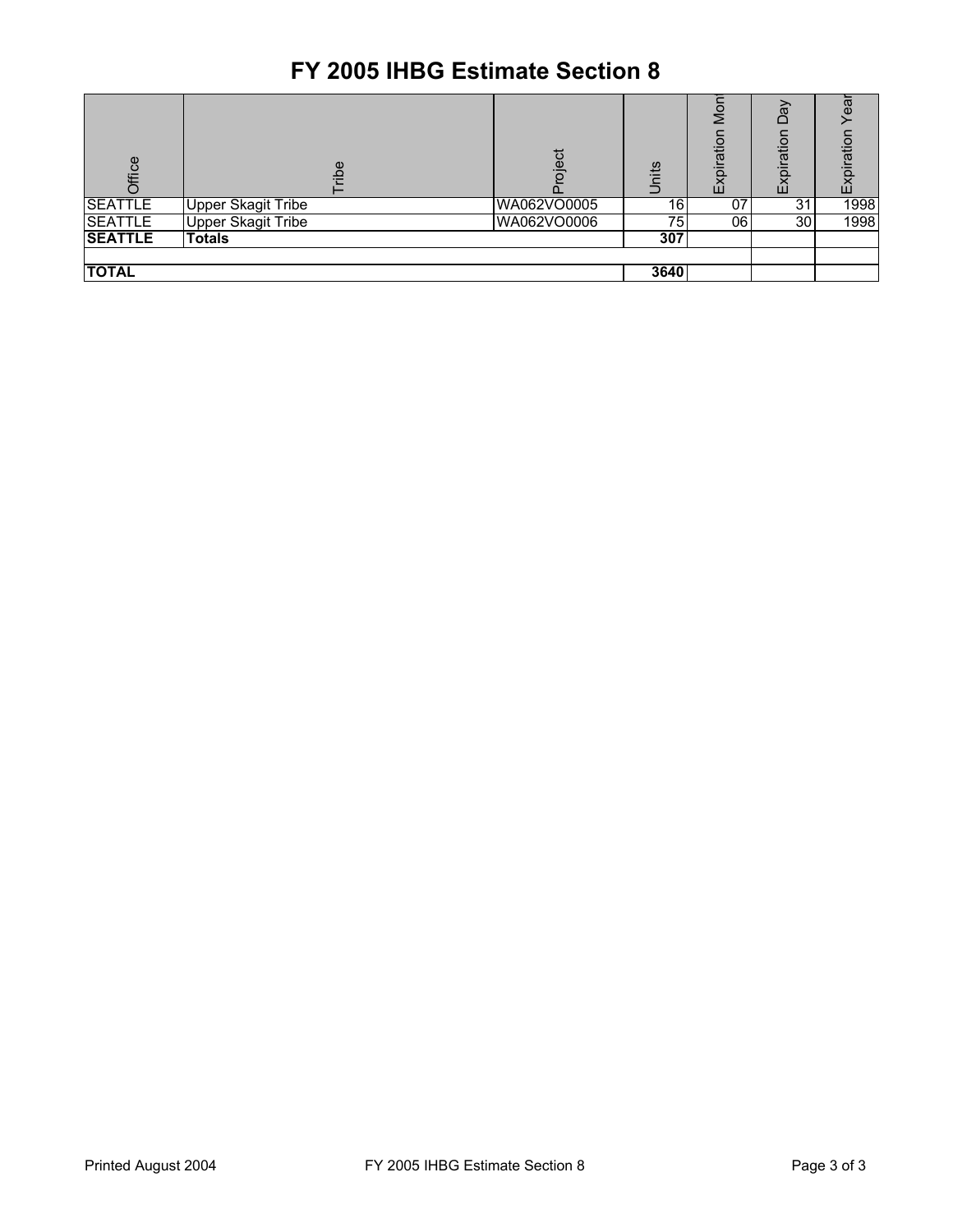# FY 2005 IHBG Estimate Section 8

| Office | Tribe | Project | Units | Expiration Month | Expiration Day | Expiration Year |
|---|---|---|---|---|---|---|
| SEATTLE | Upper Skagit Tribe | WA062VO0005 | 16 | 07 | 31 | 1998 |
| SEATTLE | Upper Skagit Tribe | WA062VO0006 | 75 | 06 | 30 | 1998 |
| **SEATTLE** | **Totals** | | **307** | | | |
| | | | | | | |
| **TOTAL** | | | **3640** | | | |

Printed August 2004